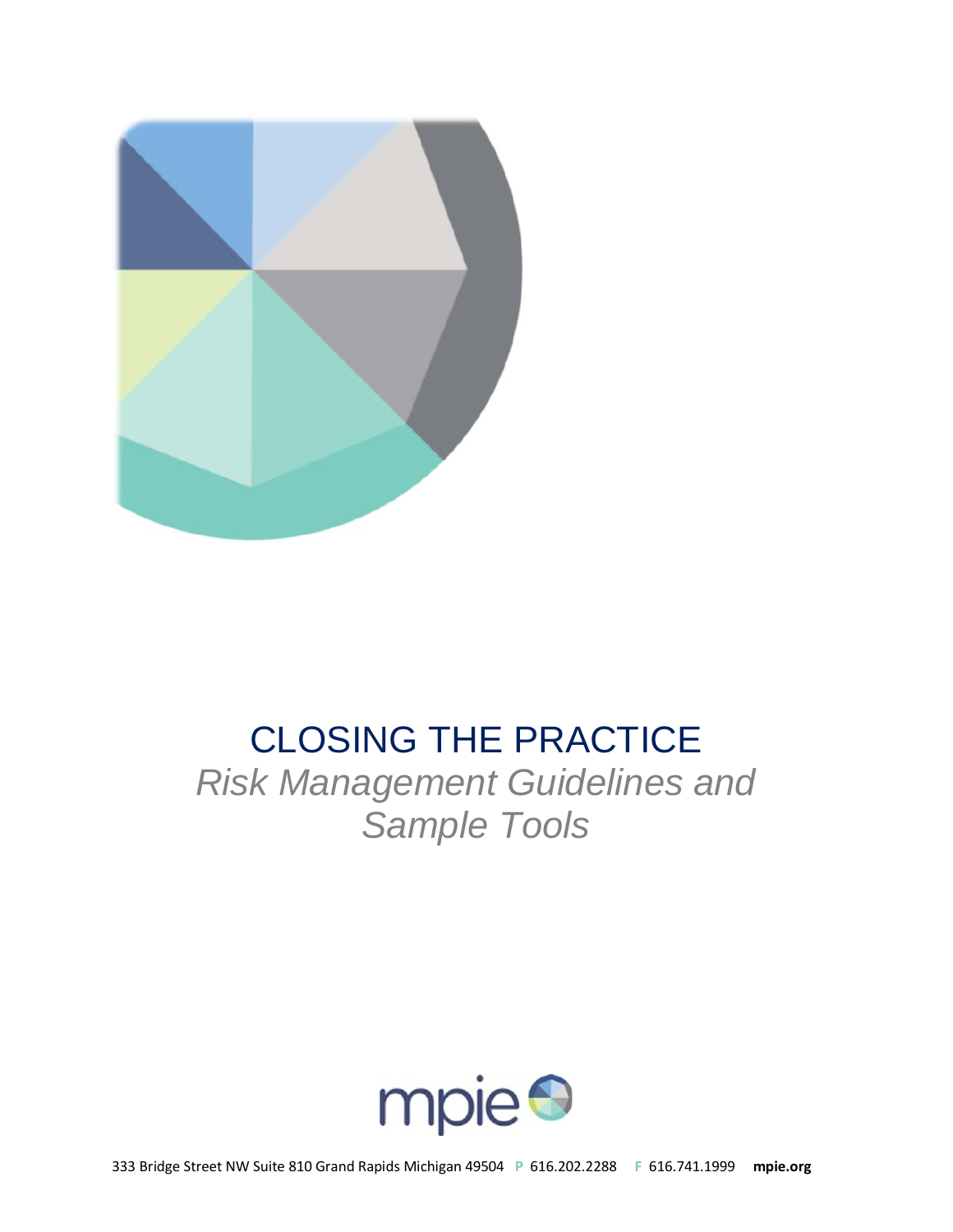# CLOSING THE PRACTICE

*Risk Management Guidelines and Sample Tools*

mpie

333 Bridge Street NW Suite 810 Grand Rapids Michigan 49504 **P** 616.202.2288 **F** 616.741.1999 **mpie.org**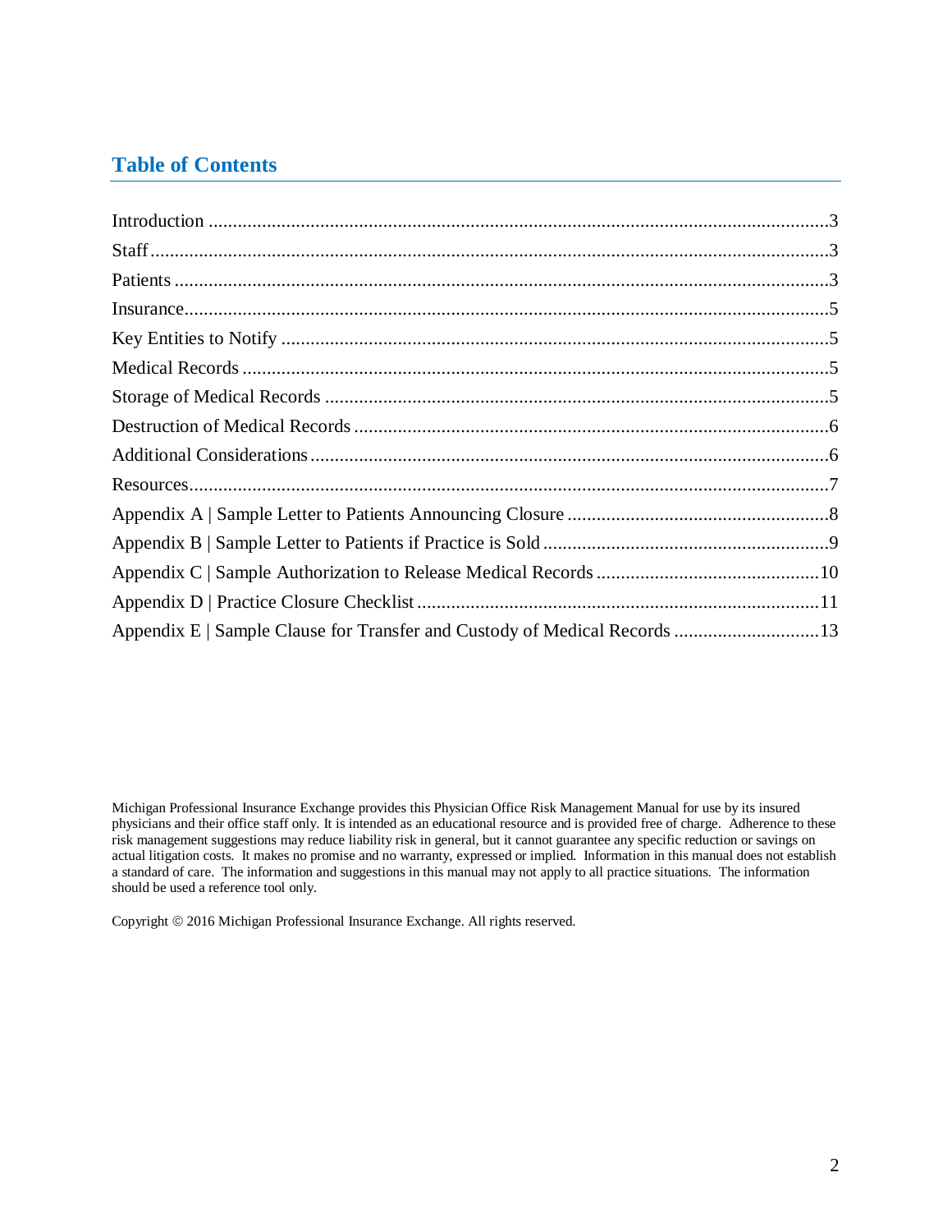## Table of Contents

Introduction ....3
Staff ....3
Patients ....3
Insurance ....5
Key Entities to Notify ....5
Medical Records ....5
Storage of Medical Records ....5
Destruction of Medical Records ....6
Additional Considerations ....6
Resources ....7
Appendix A | Sample Letter to Patients Announcing Closure ....8
Appendix B | Sample Letter to Patients if Practice is Sold ....9
Appendix C | Sample Authorization to Release Medical Records ....10
Appendix D | Practice Closure Checklist ....11
Appendix E | Sample Clause for Transfer and Custody of Medical Records ....13

Michigan Professional Insurance Exchange provides this Physician Office Risk Management Manual for use by its insured physicians and their office staff only. It is intended as an educational resource and is provided free of charge. Adherence to these risk management suggestions may reduce liability risk in general, but it cannot guarantee any specific reduction or savings on actual litigation costs. It makes no promise and no warranty, expressed or implied. Information in this manual does not establish a standard of care. The information and suggestions in this manual may not apply to all practice situations. The information should be used a reference tool only.

Copyright © 2016 Michigan Professional Insurance Exchange. All rights reserved.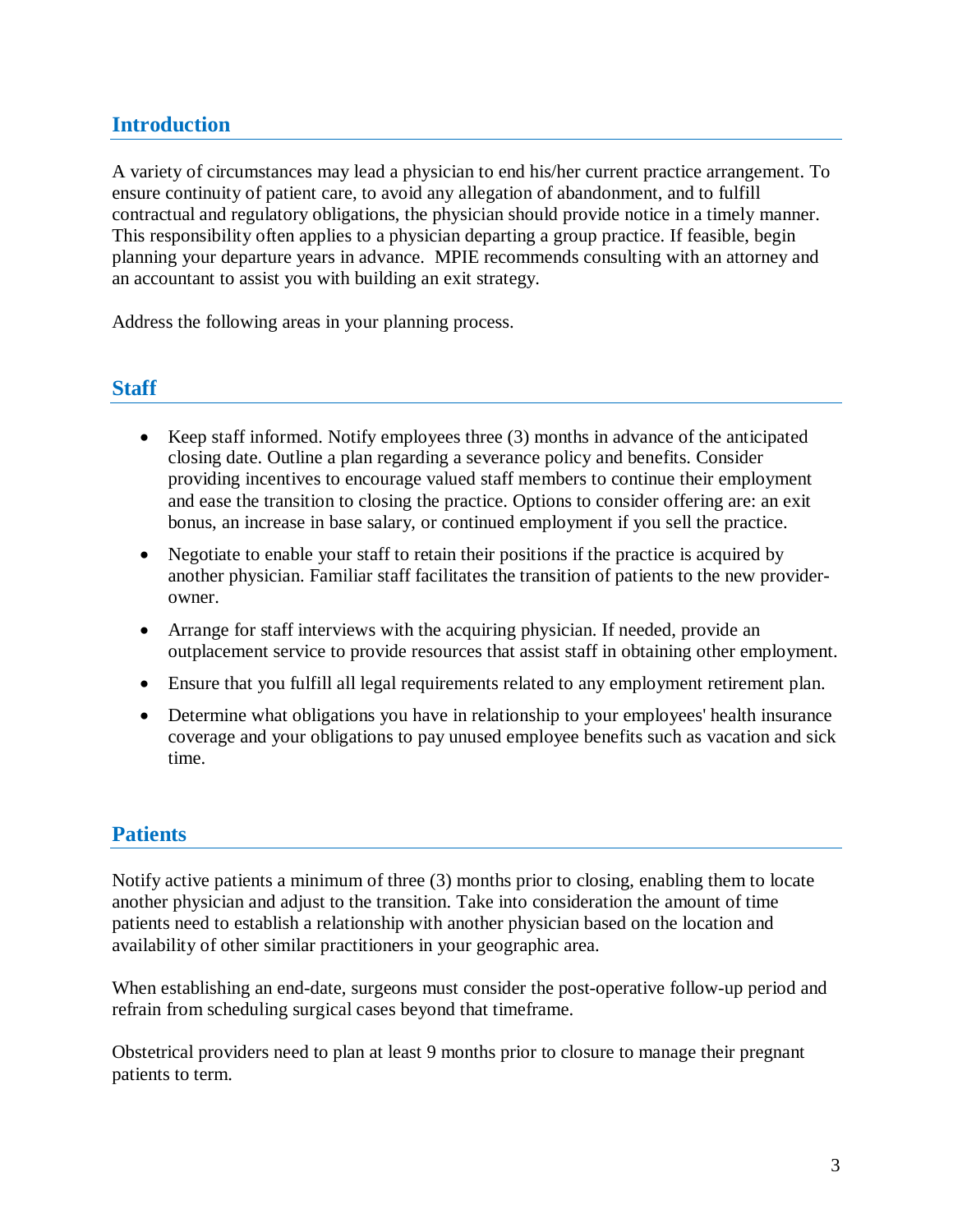## Introduction

A variety of circumstances may lead a physician to end his/her current practice arrangement. To ensure continuity of patient care, to avoid any allegation of abandonment, and to fulfill contractual and regulatory obligations, the physician should provide notice in a timely manner. This responsibility often applies to a physician departing a group practice. If feasible, begin planning your departure years in advance. MPIE recommends consulting with an attorney and an accountant to assist you with building an exit strategy.

Address the following areas in your planning process.

## Staff

- Keep staff informed. Notify employees three (3) months in advance of the anticipated closing date. Outline a plan regarding a severance policy and benefits. Consider providing incentives to encourage valued staff members to continue their employment and ease the transition to closing the practice. Options to consider offering are: an exit bonus, an increase in base salary, or continued employment if you sell the practice.
- Negotiate to enable your staff to retain their positions if the practice is acquired by another physician. Familiar staff facilitates the transition of patients to the new provider-owner.
- Arrange for staff interviews with the acquiring physician. If needed, provide an outplacement service to provide resources that assist staff in obtaining other employment.
- Ensure that you fulfill all legal requirements related to any employment retirement plan.
- Determine what obligations you have in relationship to your employees' health insurance coverage and your obligations to pay unused employee benefits such as vacation and sick time.

## Patients

Notify active patients a minimum of three (3) months prior to closing, enabling them to locate another physician and adjust to the transition. Take into consideration the amount of time patients need to establish a relationship with another physician based on the location and availability of other similar practitioners in your geographic area.

When establishing an end-date, surgeons must consider the post-operative follow-up period and refrain from scheduling surgical cases beyond that timeframe.

Obstetrical providers need to plan at least 9 months prior to closure to manage their pregnant patients to term.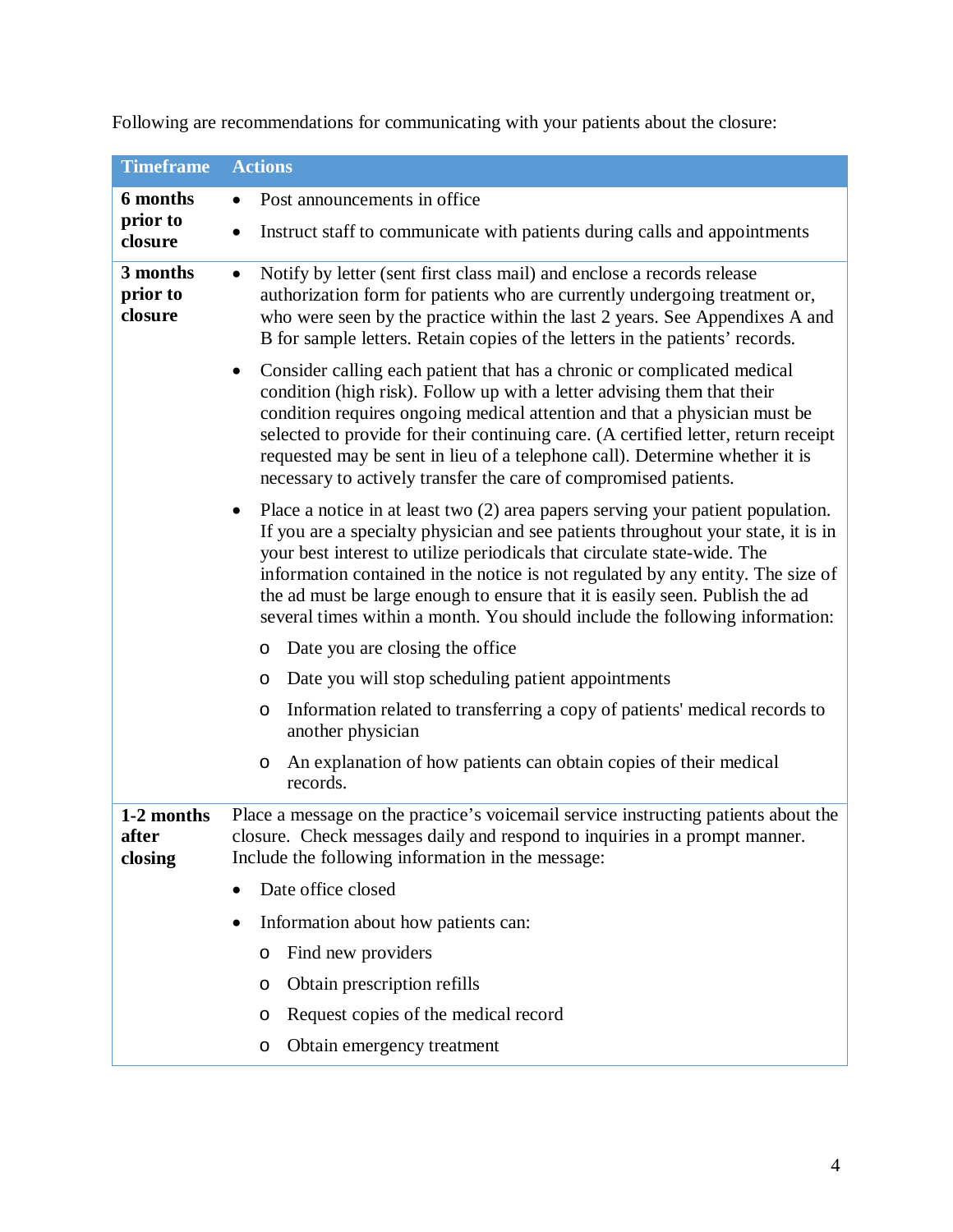Following are recommendations for communicating with your patients about the closure:

| Timeframe | Actions |
|---|---|
| **6 months prior to closure** | • Post announcements in office<br>• Instruct staff to communicate with patients during calls and appointments |
| **3 months prior to closure** | • Notify by letter (sent first class mail) and enclose a records release authorization form for patients who are currently undergoing treatment or, who were seen by the practice within the last 2 years. See Appendixes A and B for sample letters. Retain copies of the letters in the patients' records.<br>• Consider calling each patient that has a chronic or complicated medical condition (high risk). Follow up with a letter advising them that their condition requires ongoing medical attention and that a physician must be selected to provide for their continuing care. (A certified letter, return receipt requested may be sent in lieu of a telephone call). Determine whether it is necessary to actively transfer the care of compromised patients.<br>• Place a notice in at least two (2) area papers serving your patient population. If you are a specialty physician and see patients throughout your state, it is in your best interest to utilize periodicals that circulate state-wide. The information contained in the notice is not regulated by any entity. The size of the ad must be large enough to ensure that it is easily seen. Publish the ad several times within a month. You should include the following information:<br>&nbsp;&nbsp;&nbsp;&nbsp;o Date you are closing the office<br>&nbsp;&nbsp;&nbsp;&nbsp;o Date you will stop scheduling patient appointments<br>&nbsp;&nbsp;&nbsp;&nbsp;o Information related to transferring a copy of patients' medical records to another physician<br>&nbsp;&nbsp;&nbsp;&nbsp;o An explanation of how patients can obtain copies of their medical records. |
| **1-2 months after closing** | Place a message on the practice's voicemail service instructing patients about the closure. Check messages daily and respond to inquiries in a prompt manner. Include the following information in the message:<br>• Date office closed<br>• Information about how patients can:<br>&nbsp;&nbsp;&nbsp;&nbsp;o Find new providers<br>&nbsp;&nbsp;&nbsp;&nbsp;o Obtain prescription refills<br>&nbsp;&nbsp;&nbsp;&nbsp;o Request copies of the medical record<br>&nbsp;&nbsp;&nbsp;&nbsp;o Obtain emergency treatment |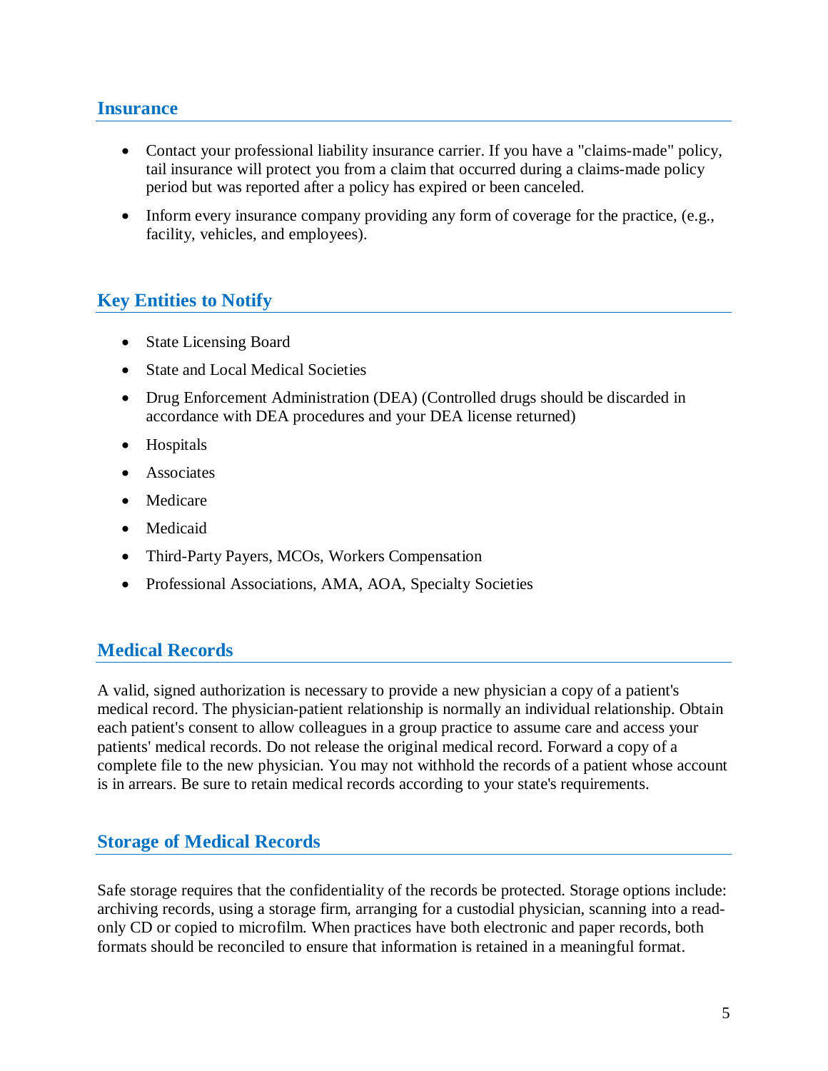## Insurance

- Contact your professional liability insurance carrier. If you have a "claims-made" policy, tail insurance will protect you from a claim that occurred during a claims-made policy period but was reported after a policy has expired or been canceled.
- Inform every insurance company providing any form of coverage for the practice, (e.g., facility, vehicles, and employees).

## Key Entities to Notify

- State Licensing Board
- State and Local Medical Societies
- Drug Enforcement Administration (DEA) (Controlled drugs should be discarded in accordance with DEA procedures and your DEA license returned)
- Hospitals
- Associates
- Medicare
- Medicaid
- Third-Party Payers, MCOs, Workers Compensation
- Professional Associations, AMA, AOA, Specialty Societies

## Medical Records

A valid, signed authorization is necessary to provide a new physician a copy of a patient's medical record. The physician-patient relationship is normally an individual relationship. Obtain each patient's consent to allow colleagues in a group practice to assume care and access your patients' medical records. Do not release the original medical record. Forward a copy of a complete file to the new physician. You may not withhold the records of a patient whose account is in arrears. Be sure to retain medical records according to your state's requirements.

## Storage of Medical Records

Safe storage requires that the confidentiality of the records be protected. Storage options include: archiving records, using a storage firm, arranging for a custodial physician, scanning into a read-only CD or copied to microfilm. When practices have both electronic and paper records, both formats should be reconciled to ensure that information is retained in a meaningful format.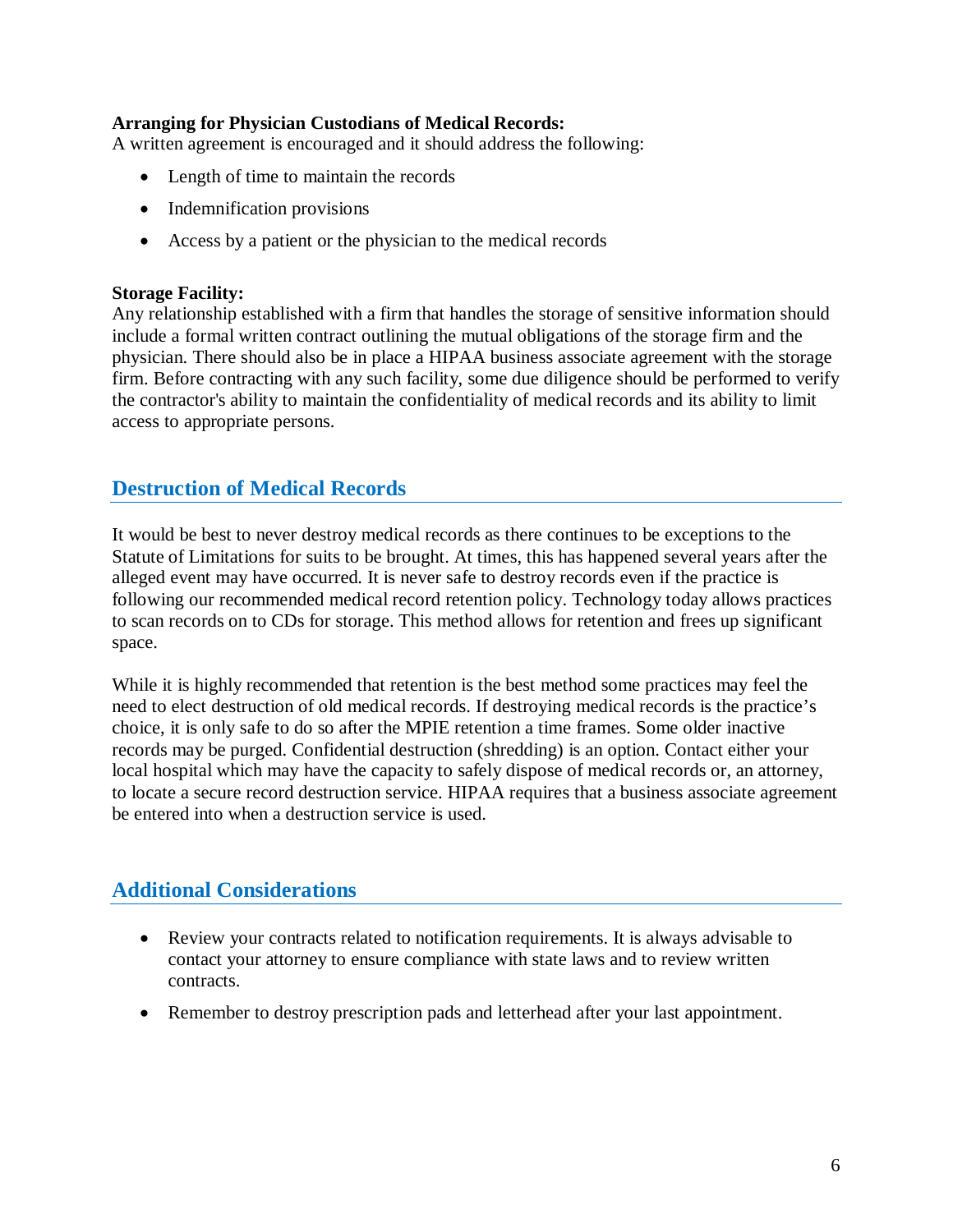**Arranging for Physician Custodians of Medical Records:**
A written agreement is encouraged and it should address the following:

- Length of time to maintain the records
- Indemnification provisions
- Access by a patient or the physician to the medical records

**Storage Facility:**
Any relationship established with a firm that handles the storage of sensitive information should include a formal written contract outlining the mutual obligations of the storage firm and the physician. There should also be in place a HIPAA business associate agreement with the storage firm. Before contracting with any such facility, some due diligence should be performed to verify the contractor's ability to maintain the confidentiality of medical records and its ability to limit access to appropriate persons.

## Destruction of Medical Records

It would be best to never destroy medical records as there continues to be exceptions to the Statute of Limitations for suits to be brought. At times, this has happened several years after the alleged event may have occurred. It is never safe to destroy records even if the practice is following our recommended medical record retention policy. Technology today allows practices to scan records on to CDs for storage. This method allows for retention and frees up significant space.

While it is highly recommended that retention is the best method some practices may feel the need to elect destruction of old medical records. If destroying medical records is the practice's choice, it is only safe to do so after the MPIE retention a time frames. Some older inactive records may be purged. Confidential destruction (shredding) is an option. Contact either your local hospital which may have the capacity to safely dispose of medical records or, an attorney, to locate a secure record destruction service. HIPAA requires that a business associate agreement be entered into when a destruction service is used.

## Additional Considerations

- Review your contracts related to notification requirements. It is always advisable to contact your attorney to ensure compliance with state laws and to review written contracts.
- Remember to destroy prescription pads and letterhead after your last appointment.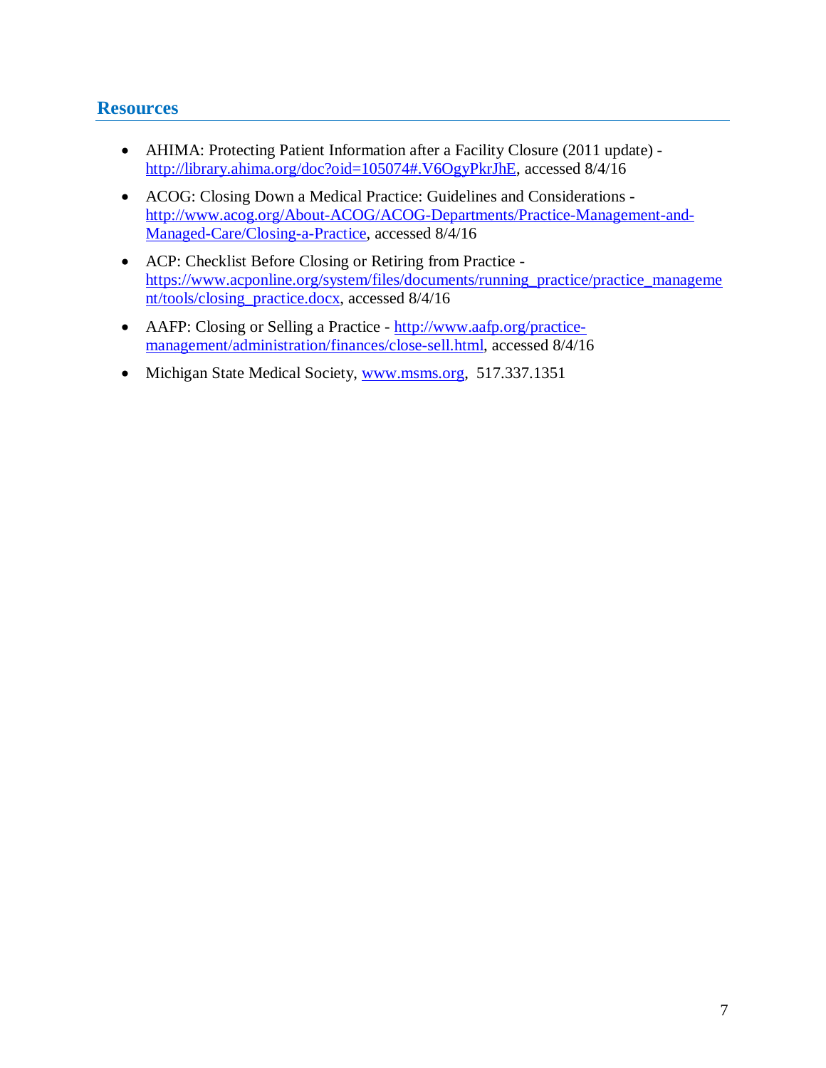## Resources

- AHIMA: Protecting Patient Information after a Facility Closure (2011 update) - http://library.ahima.org/doc?oid=105074#.V6OgyPkrJhE, accessed 8/4/16
- ACOG: Closing Down a Medical Practice: Guidelines and Considerations - http://www.acog.org/About-ACOG/ACOG-Departments/Practice-Management-and-Managed-Care/Closing-a-Practice, accessed 8/4/16
- ACP: Checklist Before Closing or Retiring from Practice - https://www.acponline.org/system/files/documents/running_practice/practice_management/tools/closing_practice.docx, accessed 8/4/16
- AAFP: Closing or Selling a Practice - http://www.aafp.org/practice-management/administration/finances/close-sell.html, accessed 8/4/16
- Michigan State Medical Society, www.msms.org, 517.337.1351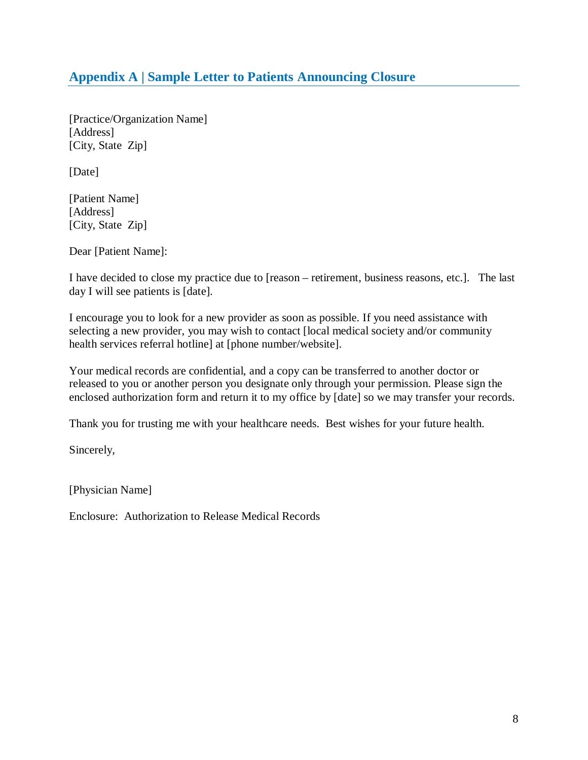## Appendix A | Sample Letter to Patients Announcing Closure

[Practice/Organization Name]
[Address]
[City, State Zip]

[Date]

[Patient Name]
[Address]
[City, State Zip]

Dear [Patient Name]:

I have decided to close my practice due to [reason – retirement, business reasons, etc.]. The last day I will see patients is [date].

I encourage you to look for a new provider as soon as possible. If you need assistance with selecting a new provider, you may wish to contact [local medical society and/or community health services referral hotline] at [phone number/website].

Your medical records are confidential, and a copy can be transferred to another doctor or released to you or another person you designate only through your permission. Please sign the enclosed authorization form and return it to my office by [date] so we may transfer your records.

Thank you for trusting me with your healthcare needs. Best wishes for your future health.

Sincerely,

[Physician Name]

Enclosure: Authorization to Release Medical Records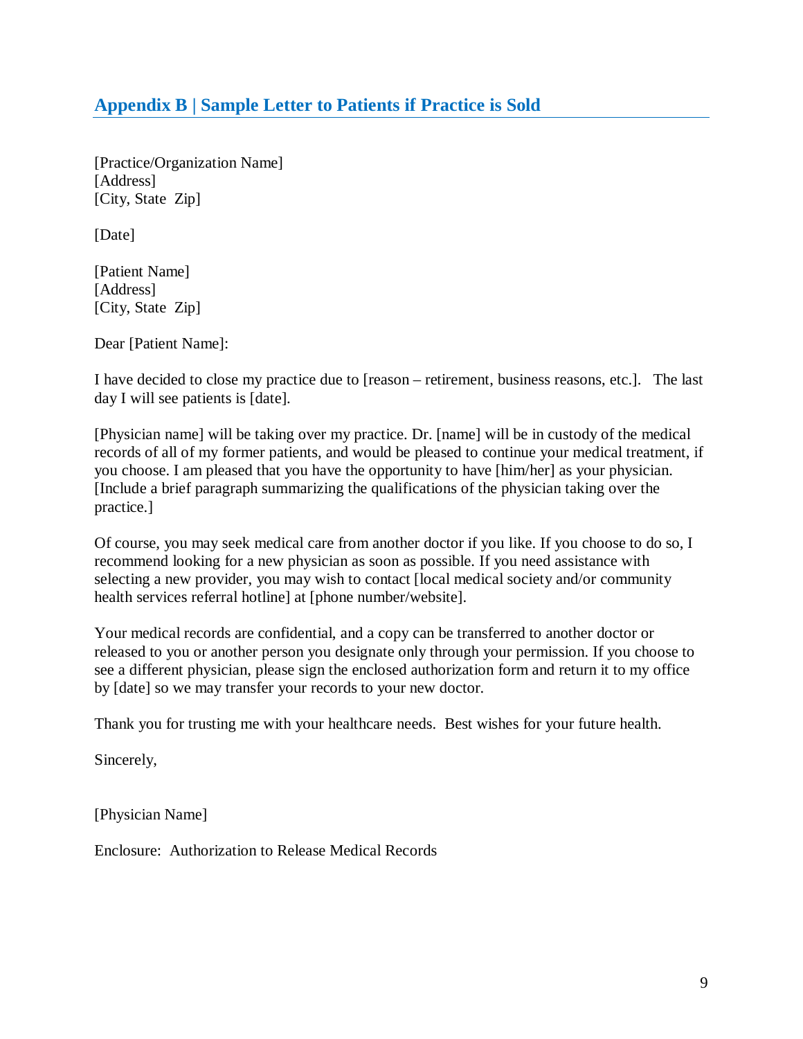## Appendix B | Sample Letter to Patients if Practice is Sold

[Practice/Organization Name]
[Address]
[City, State Zip]

[Date]

[Patient Name]
[Address]
[City, State Zip]

Dear [Patient Name]:

I have decided to close my practice due to [reason – retirement, business reasons, etc.]. The last day I will see patients is [date].

[Physician name] will be taking over my practice. Dr. [name] will be in custody of the medical records of all of my former patients, and would be pleased to continue your medical treatment, if you choose. I am pleased that you have the opportunity to have [him/her] as your physician. [Include a brief paragraph summarizing the qualifications of the physician taking over the practice.]

Of course, you may seek medical care from another doctor if you like. If you choose to do so, I recommend looking for a new physician as soon as possible. If you need assistance with selecting a new provider, you may wish to contact [local medical society and/or community health services referral hotline] at [phone number/website].

Your medical records are confidential, and a copy can be transferred to another doctor or released to you or another person you designate only through your permission. If you choose to see a different physician, please sign the enclosed authorization form and return it to my office by [date] so we may transfer your records to your new doctor.

Thank you for trusting me with your healthcare needs. Best wishes for your future health.

Sincerely,

[Physician Name]

Enclosure: Authorization to Release Medical Records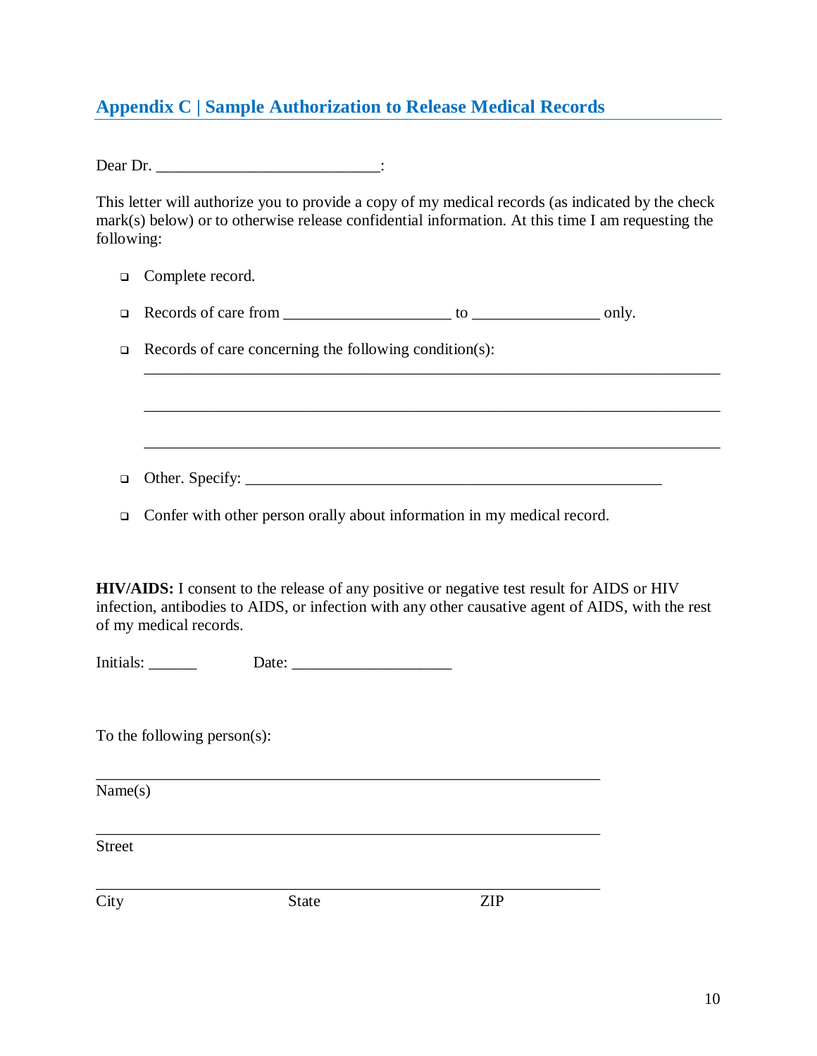## Appendix C | Sample Authorization to Release Medical Records

Dear Dr. ___________________________:

This letter will authorize you to provide a copy of my medical records (as indicated by the check mark(s) below) or to otherwise release confidential information. At this time I am requesting the following:

- ❑ Complete record.
- ❑ Records of care from ____________________ to _______________ only.
- ❑ Records of care concerning the following condition(s):
  ______________________________________________________________________

  ______________________________________________________________________

  ______________________________________________________________________
- ❑ Other. Specify: ________________________________________________
- ❑ Confer with other person orally about information in my medical record.

**HIV/AIDS:** I consent to the release of any positive or negative test result for AIDS or HIV infection, antibodies to AIDS, or infection with any other causative agent of AIDS, with the rest of my medical records.

Initials: ______ Date: ___________________

To the following person(s):

_____________________________________________________________
Name(s)

_____________________________________________________________
Street

_____________________________________________________________
City State ZIP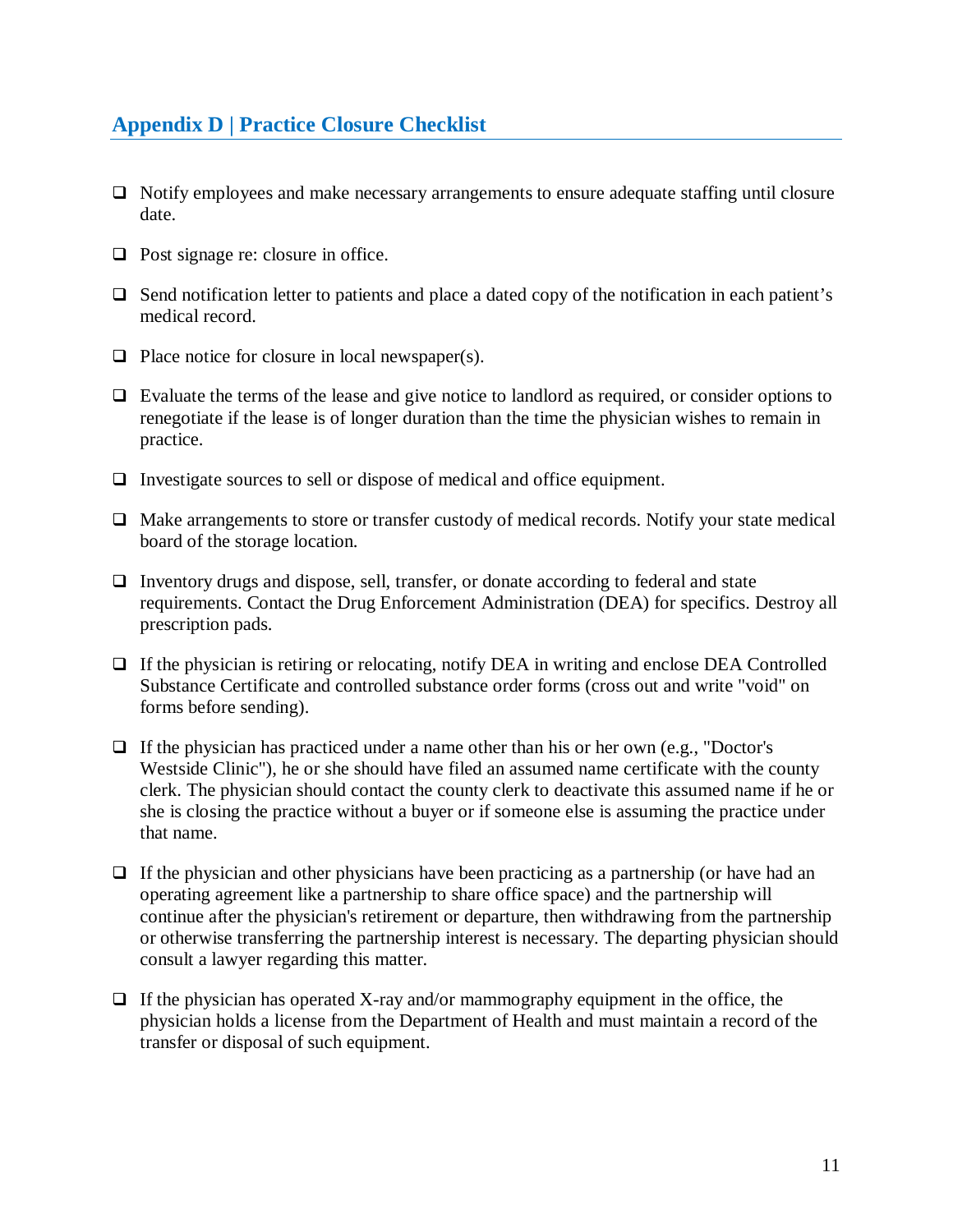## Appendix D | Practice Closure Checklist

- [ ] Notify employees and make necessary arrangements to ensure adequate staffing until closure date.
- [ ] Post signage re: closure in office.
- [ ] Send notification letter to patients and place a dated copy of the notification in each patient's medical record.
- [ ] Place notice for closure in local newspaper(s).
- [ ] Evaluate the terms of the lease and give notice to landlord as required, or consider options to renegotiate if the lease is of longer duration than the time the physician wishes to remain in practice.
- [ ] Investigate sources to sell or dispose of medical and office equipment.
- [ ] Make arrangements to store or transfer custody of medical records. Notify your state medical board of the storage location.
- [ ] Inventory drugs and dispose, sell, transfer, or donate according to federal and state requirements. Contact the Drug Enforcement Administration (DEA) for specifics. Destroy all prescription pads.
- [ ] If the physician is retiring or relocating, notify DEA in writing and enclose DEA Controlled Substance Certificate and controlled substance order forms (cross out and write "void" on forms before sending).
- [ ] If the physician has practiced under a name other than his or her own (e.g., "Doctor's Westside Clinic"), he or she should have filed an assumed name certificate with the county clerk. The physician should contact the county clerk to deactivate this assumed name if he or she is closing the practice without a buyer or if someone else is assuming the practice under that name.
- [ ] If the physician and other physicians have been practicing as a partnership (or have had an operating agreement like a partnership to share office space) and the partnership will continue after the physician's retirement or departure, then withdrawing from the partnership or otherwise transferring the partnership interest is necessary. The departing physician should consult a lawyer regarding this matter.
- [ ] If the physician has operated X-ray and/or mammography equipment in the office, the physician holds a license from the Department of Health and must maintain a record of the transfer or disposal of such equipment.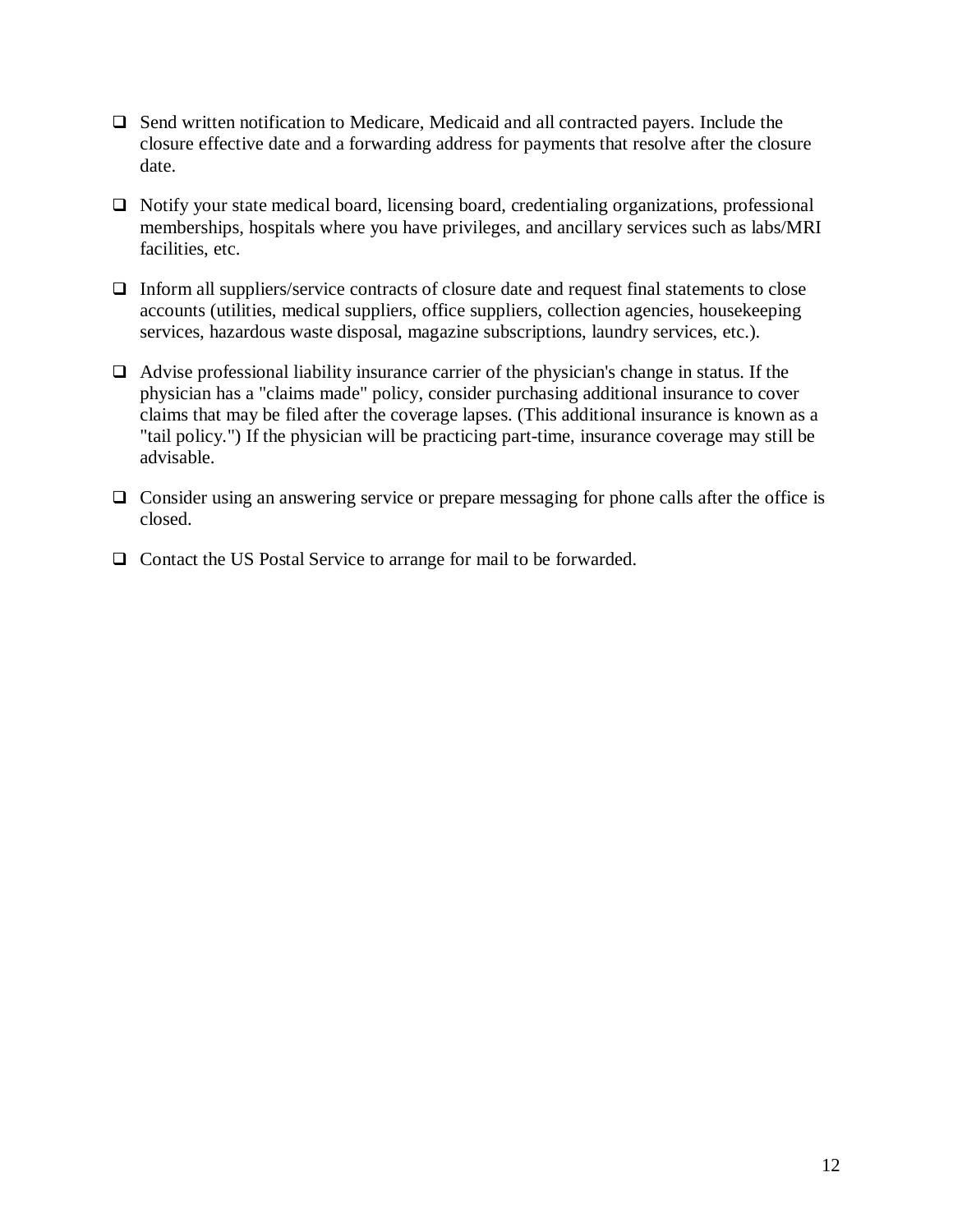- [ ] Send written notification to Medicare, Medicaid and all contracted payers. Include the closure effective date and a forwarding address for payments that resolve after the closure date.

- [ ] Notify your state medical board, licensing board, credentialing organizations, professional memberships, hospitals where you have privileges, and ancillary services such as labs/MRI facilities, etc.

- [ ] Inform all suppliers/service contracts of closure date and request final statements to close accounts (utilities, medical suppliers, office suppliers, collection agencies, housekeeping services, hazardous waste disposal, magazine subscriptions, laundry services, etc.).

- [ ] Advise professional liability insurance carrier of the physician's change in status. If the physician has a "claims made" policy, consider purchasing additional insurance to cover claims that may be filed after the coverage lapses. (This additional insurance is known as a "tail policy.") If the physician will be practicing part-time, insurance coverage may still be advisable.

- [ ] Consider using an answering service or prepare messaging for phone calls after the office is closed.

- [ ] Contact the US Postal Service to arrange for mail to be forwarded.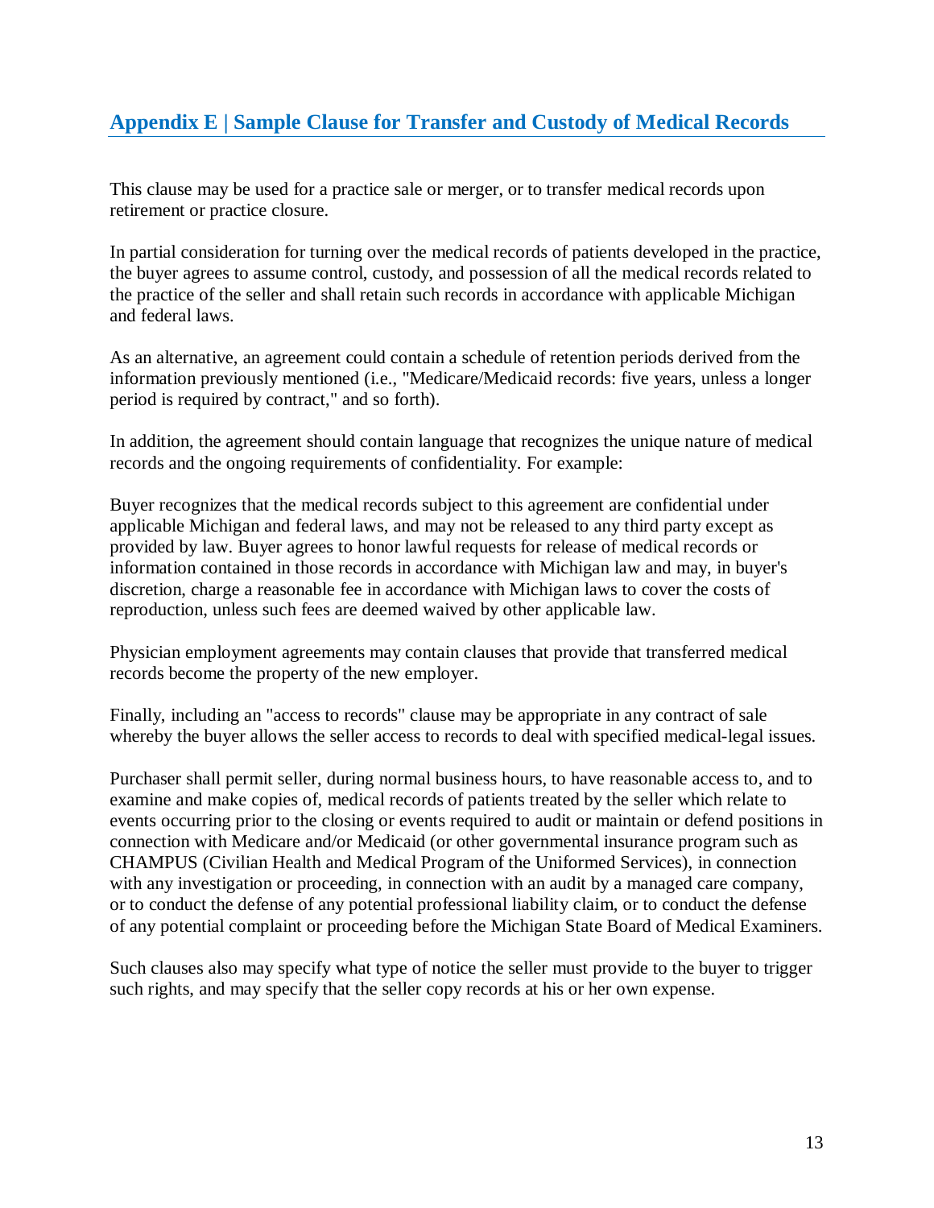## Appendix E | Sample Clause for Transfer and Custody of Medical Records

This clause may be used for a practice sale or merger, or to transfer medical records upon retirement or practice closure.

In partial consideration for turning over the medical records of patients developed in the practice, the buyer agrees to assume control, custody, and possession of all the medical records related to the practice of the seller and shall retain such records in accordance with applicable Michigan and federal laws.

As an alternative, an agreement could contain a schedule of retention periods derived from the information previously mentioned (i.e., "Medicare/Medicaid records: five years, unless a longer period is required by contract," and so forth).

In addition, the agreement should contain language that recognizes the unique nature of medical records and the ongoing requirements of confidentiality. For example:

Buyer recognizes that the medical records subject to this agreement are confidential under applicable Michigan and federal laws, and may not be released to any third party except as provided by law. Buyer agrees to honor lawful requests for release of medical records or information contained in those records in accordance with Michigan law and may, in buyer's discretion, charge a reasonable fee in accordance with Michigan laws to cover the costs of reproduction, unless such fees are deemed waived by other applicable law.

Physician employment agreements may contain clauses that provide that transferred medical records become the property of the new employer.

Finally, including an "access to records" clause may be appropriate in any contract of sale whereby the buyer allows the seller access to records to deal with specified medical-legal issues.

Purchaser shall permit seller, during normal business hours, to have reasonable access to, and to examine and make copies of, medical records of patients treated by the seller which relate to events occurring prior to the closing or events required to audit or maintain or defend positions in connection with Medicare and/or Medicaid (or other governmental insurance program such as CHAMPUS (Civilian Health and Medical Program of the Uniformed Services), in connection with any investigation or proceeding, in connection with an audit by a managed care company, or to conduct the defense of any potential professional liability claim, or to conduct the defense of any potential complaint or proceeding before the Michigan State Board of Medical Examiners.

Such clauses also may specify what type of notice the seller must provide to the buyer to trigger such rights, and may specify that the seller copy records at his or her own expense.